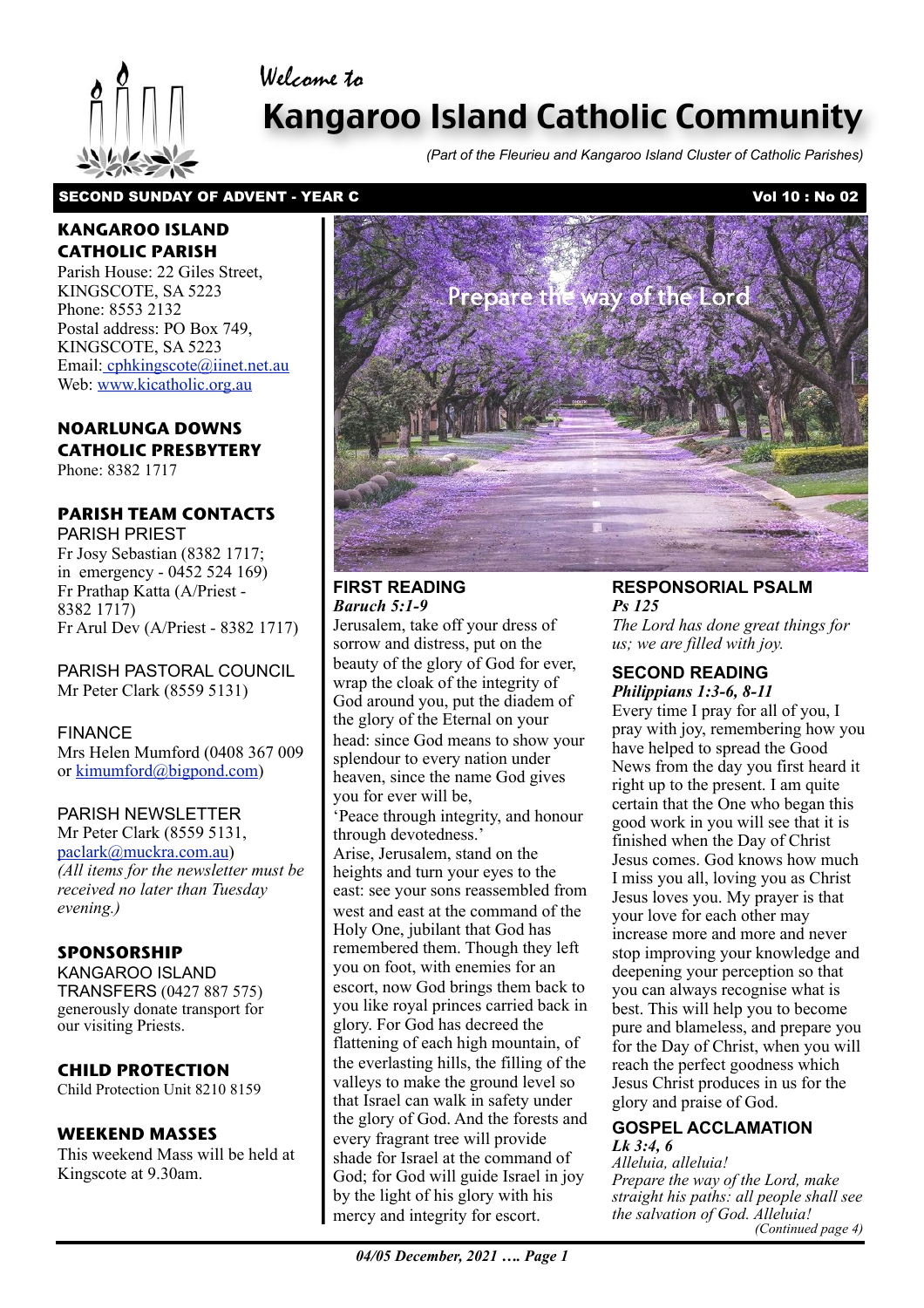Welcome to

# Kangaroo Island Catholic Community

*(Part of the Fleurieu and Kangaroo Island Cluster of Catholic Parishes)*

**SECOND SUNDAY OF ADVENT - YEAR C** **Vol 10 : No 02**

## KANGAROO ISLAND CATHOLIC PARISH

Parish House: 22 Giles Street, KINGSCOTE, SA 5223
Phone: 8553 2132
Postal address: PO Box 749, KINGSCOTE, SA 5223
Email: cphkingscote@iinet.net.au
Web: www.kicatholic.org.au

## NOARLUNGA DOWNS CATHOLIC PRESBYTERY

Phone: 8382 1717

## PARISH TEAM CONTACTS

PARISH PRIEST
Fr Josy Sebastian (8382 1717; in emergency - 0452 524 169)
Fr Prathap Katta (A/Priest - 8382 1717)
Fr Arul Dev (A/Priest - 8382 1717)

PARISH PASTORAL COUNCIL
Mr Peter Clark (8559 5131)

FINANCE
Mrs Helen Mumford (0408 367 009 or kimumford@bigpond.com)

PARISH NEWSLETTER
Mr Peter Clark (8559 5131, paclark@muckra.com.au)
*(All items for the newsletter must be received no later than Tuesday evening.)*

## SPONSORSHIP

KANGAROO ISLAND TRANSFERS (0427 887 575) generously donate transport for our visiting Priests.

## CHILD PROTECTION

Child Protection Unit 8210 8159

## WEEKEND MASSES

This weekend Mass will be held at Kingscote at 9.30am.

Prepare the way of the Lord

## FIRST READING

***Baruch 5:1-9***

Jerusalem, take off your dress of sorrow and distress, put on the beauty of the glory of God for ever, wrap the cloak of the integrity of God around you, put the diadem of the glory of the Eternal on your head: since God means to show your splendour to every nation under heaven, since the name God gives you for ever will be,
'Peace through integrity, and honour through devotedness.'
Arise, Jerusalem, stand on the heights and turn your eyes to the east: see your sons reassembled from west and east at the command of the Holy One, jubilant that God has remembered them. Though they left you on foot, with enemies for an escort, now God brings them back to you like royal princes carried back in glory. For God has decreed the flattening of each high mountain, of the everlasting hills, the filling of the valleys to make the ground level so that Israel can walk in safety under the glory of God. And the forests and every fragrant tree will provide shade for Israel at the command of God; for God will guide Israel in joy by the light of his glory with his mercy and integrity for escort.

## RESPONSORIAL PSALM

***Ps 125***

*The Lord has done great things for us; we are filled with joy.*

## SECOND READING

***Philippians 1:3-6, 8-11***

Every time I pray for all of you, I pray with joy, remembering how you have helped to spread the Good News from the day you first heard it right up to the present. I am quite certain that the One who began this good work in you will see that it is finished when the Day of Christ Jesus comes. God knows how much I miss you all, loving you as Christ Jesus loves you. My prayer is that your love for each other may increase more and more and never stop improving your knowledge and deepening your perception so that you can always recognise what is best. This will help you to become pure and blameless, and prepare you for the Day of Christ, when you will reach the perfect goodness which Jesus Christ produces in us for the glory and praise of God.

## GOSPEL ACCLAMATION

***Lk 3:4, 6***

*Alleluia, alleluia!*
*Prepare the way of the Lord, make straight his paths: all people shall see the salvation of God. Alleluia!*

*(Continued page 4)*

*04/05 December, 2021 …. Page 1*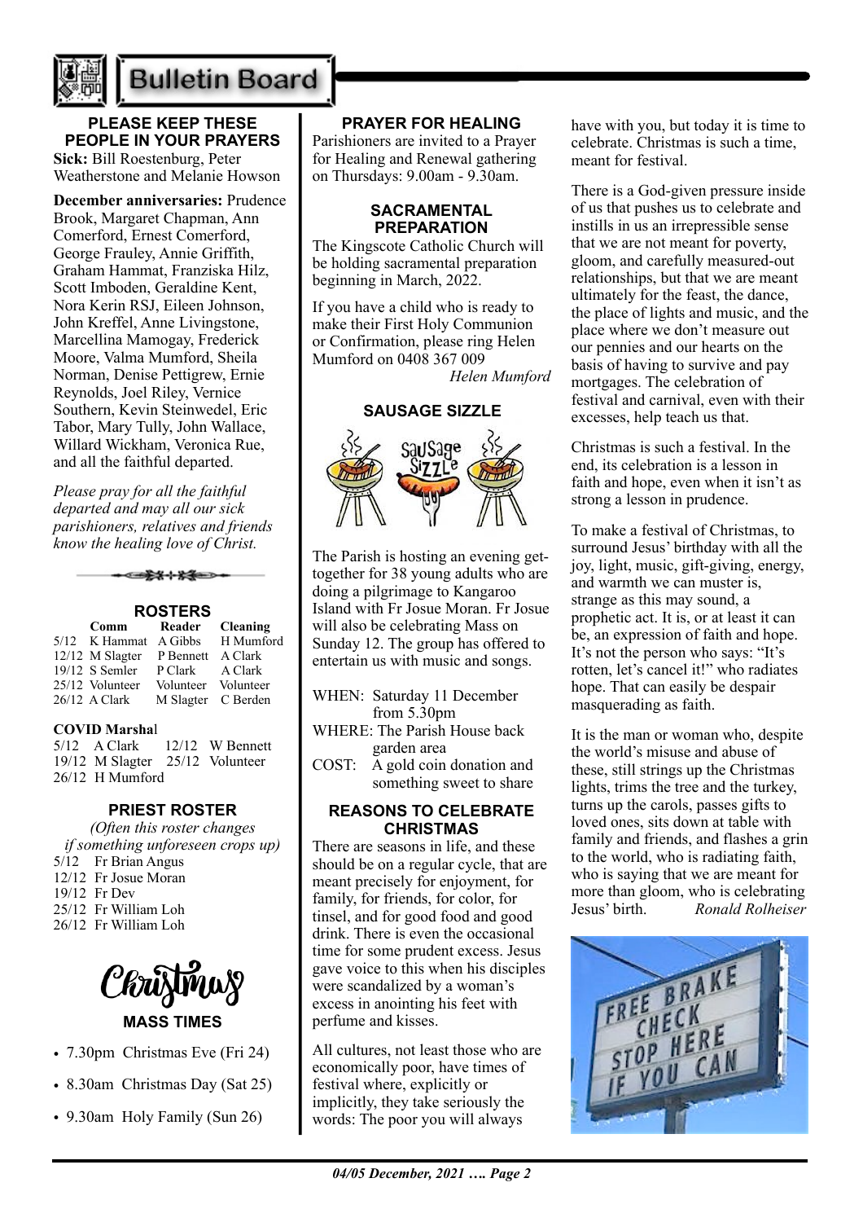# Bulletin Board

## PLEASE KEEP THESE PEOPLE IN YOUR PRAYERS

**Sick:** Bill Roestenburg, Peter Weatherstone and Melanie Howson

**December anniversaries:** Prudence Brook, Margaret Chapman, Ann Comerford, Ernest Comerford, George Frauley, Annie Griffith, Graham Hammat, Franziska Hilz, Scott Imboden, Geraldine Kent, Nora Kerin RSJ, Eileen Johnson, John Kreffel, Anne Livingstone, Marcellina Mamogay, Frederick Moore, Valma Mumford, Sheila Norman, Denise Pettigrew, Ernie Reynolds, Joel Riley, Vernice Southern, Kevin Steinwedel, Eric Tabor, Mary Tully, John Wallace, Willard Wickham, Veronica Rue, and all the faithful departed.

*Please pray for all the faithful departed and may all our sick parishioners, relatives and friends know the healing love of Christ.*

## ROSTERS

| | Comm | Reader | Cleaning |
|---|---|---|---|
| 5/12 | K Hammat | A Gibbs | H Mumford |
| 12/12 | M Slagter | P Bennett | A Clark |
| 19/12 | S Semler | P Clark | A Clark |
| 25/12 | Volunteer | Volunteer | Volunteer |
| 26/12 | A Clark | M Slagter | C Berden |

**COVID Marshal**

5/12 A Clark
12/12 W Bennett
19/12 M Slagter
25/12 Volunteer
26/12 H Mumford

## PRIEST ROSTER

*(Often this roster changes if something unforeseen crops up)*

5/12 Fr Brian Angus
12/12 Fr Josue Moran
19/12 Fr Dev
25/12 Fr William Loh
26/12 Fr William Loh

## Christmas MASS TIMES

- 7.30pm Christmas Eve (Fri 24)
- 8.30am Christmas Day (Sat 25)
- 9.30am Holy Family (Sun 26)

## PRAYER FOR HEALING

Parishioners are invited to a Prayer for Healing and Renewal gathering on Thursdays: 9.00am - 9.30am.

## SACRAMENTAL PREPARATION

The Kingscote Catholic Church will be holding sacramental preparation beginning in March, 2022.

If you have a child who is ready to make their First Holy Communion or Confirmation, please ring Helen Mumford on 0408 367 009

*Helen Mumford*

## SAUSAGE SIZZLE

The Parish is hosting an evening get-together for 38 young adults who are doing a pilgrimage to Kangaroo Island with Fr Josue Moran. Fr Josue will also be celebrating Mass on Sunday 12. The group has offered to entertain us with music and songs.

WHEN: Saturday 11 December from 5.30pm
WHERE: The Parish House back garden area
COST: A gold coin donation and something sweet to share

## REASONS TO CELEBRATE CHRISTMAS

There are seasons in life, and these should be on a regular cycle, that are meant precisely for enjoyment, for family, for friends, for color, for tinsel, and for good food and good drink. There is even the occasional time for some prudent excess. Jesus gave voice to this when his disciples were scandalized by a woman's excess in anointing his feet with perfume and kisses.

All cultures, not least those who are economically poor, have times of festival where, explicitly or implicitly, they take seriously the words: The poor you will always have with you, but today it is time to celebrate. Christmas is such a time, meant for festival.

There is a God-given pressure inside of us that pushes us to celebrate and instills in us an irrepressible sense that we are not meant for poverty, gloom, and carefully measured-out relationships, but that we are meant ultimately for the feast, the dance, the place of lights and music, and the place where we don't measure out our pennies and our hearts on the basis of having to survive and pay mortgages. The celebration of festival and carnival, even with their excesses, help teach us that.

Christmas is such a festival. In the end, its celebration is a lesson in faith and hope, even when it isn't as strong a lesson in prudence.

To make a festival of Christmas, to surround Jesus' birthday with all the joy, light, music, gift-giving, energy, and warmth we can muster is, strange as this may sound, a prophetic act. It is, or at least it can be, an expression of faith and hope. It's not the person who says: "It's rotten, let's cancel it!" who radiates hope. That can easily be despair masquerading as faith.

It is the man or woman who, despite the world's misuse and abuse of these, still strings up the Christmas lights, trims the tree and the turkey, turns up the carols, passes gifts to loved ones, sits down at table with family and friends, and flashes a grin to the world, who is radiating faith, who is saying that we are meant for more than gloom, who is celebrating Jesus' birth.

*Ronald Rolheiser*

FREE BRAKE CHECK STOP HERE IF YOU CAN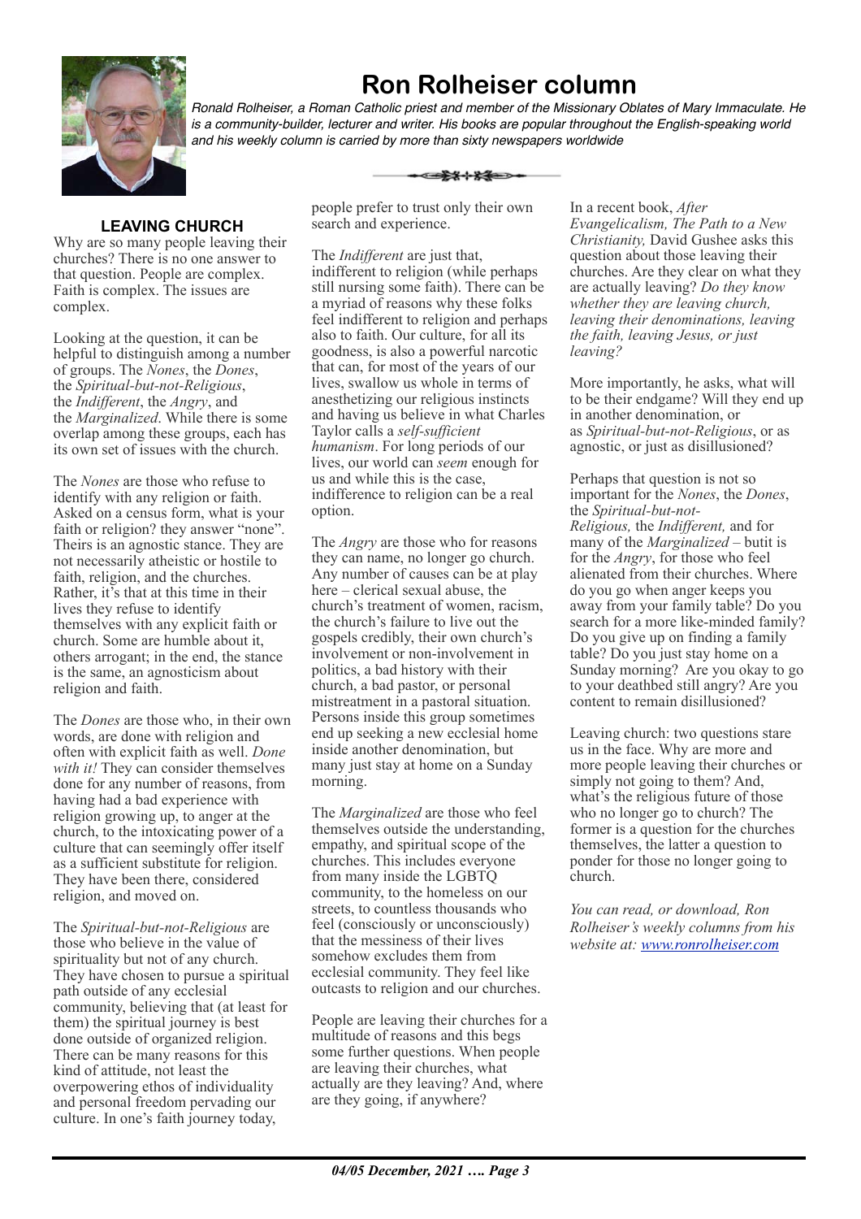# Ron Rolheiser column

*Ronald Rolheiser, a Roman Catholic priest and member of the Missionary Oblates of Mary Immaculate. He is a community-builder, lecturer and writer. His books are popular throughout the English-speaking world and his weekly column is carried by more than sixty newspapers worldwide*

## LEAVING CHURCH

Why are so many people leaving their churches? There is no one answer to that question. People are complex. Faith is complex. The issues are complex.

Looking at the question, it can be helpful to distinguish among a number of groups. The *Nones*, the *Dones*, the *Spiritual-but-not-Religious*, the *Indifferent*, the *Angry*, and the *Marginalized*. While there is some overlap among these groups, each has its own set of issues with the church.

The *Nones* are those who refuse to identify with any religion or faith. Asked on a census form, what is your faith or religion? they answer "none". Theirs is an agnostic stance. They are not necessarily atheistic or hostile to faith, religion, and the churches. Rather, it's that at this time in their lives they refuse to identify themselves with any explicit faith or church. Some are humble about it, others arrogant; in the end, the stance is the same, an agnosticism about religion and faith.

The *Dones* are those who, in their own words, are done with religion and often with explicit faith as well. *Done with it!* They can consider themselves done for any number of reasons, from having had a bad experience with religion growing up, to anger at the church, to the intoxicating power of a culture that can seemingly offer itself as a sufficient substitute for religion. They have been there, considered religion, and moved on.

The *Spiritual-but-not-Religious* are those who believe in the value of spirituality but not of any church. They have chosen to pursue a spiritual path outside of any ecclesial community, believing that (at least for them) the spiritual journey is best done outside of organized religion. There can be many reasons for this kind of attitude, not least the overpowering ethos of individuality and personal freedom pervading our culture. In one's faith journey today, people prefer to trust only their own search and experience.

The *Indifferent* are just that, indifferent to religion (while perhaps still nursing some faith). There can be a myriad of reasons why these folks feel indifferent to religion and perhaps also to faith. Our culture, for all its goodness, is also a powerful narcotic that can, for most of the years of our lives, swallow us whole in terms of anesthetizing our religious instincts and having us believe in what Charles Taylor calls a *self-sufficient humanism*. For long periods of our lives, our world can *seem* enough for us and while this is the case, indifference to religion can be a real option.

The *Angry* are those who for reasons they can name, no longer go church. Any number of causes can be at play here – clerical sexual abuse, the church's treatment of women, racism, the church's failure to live out the gospels credibly, their own church's involvement or non-involvement in politics, a bad history with their church, a bad pastor, or personal mistreatment in a pastoral situation. Persons inside this group sometimes end up seeking a new ecclesial home inside another denomination, but many just stay at home on a Sunday morning.

The *Marginalized* are those who feel themselves outside the understanding, empathy, and spiritual scope of the churches. This includes everyone from many inside the LGBTQ community, to the homeless on our streets, to countless thousands who feel (consciously or unconsciously) that the messiness of their lives somehow excludes them from ecclesial community. They feel like outcasts to religion and our churches.

People are leaving their churches for a multitude of reasons and this begs some further questions. When people are leaving their churches, what actually are they leaving? And, where are they going, if anywhere?

In a recent book, *After Evangelicalism, The Path to a New Christianity,* David Gushee asks this question about those leaving their churches. Are they clear on what they are actually leaving? *Do they know whether they are leaving church, leaving their denominations, leaving the faith, leaving Jesus, or just leaving?*

More importantly, he asks, what will to be their endgame? Will they end up in another denomination, or as *Spiritual-but-not-Religious*, or as agnostic, or just as disillusioned?

Perhaps that question is not so important for the *Nones*, the *Dones*, the *Spiritual-but-not-Religious,* the *Indifferent,* and for many of the *Marginalized* – butit is for the *Angry*, for those who feel alienated from their churches. Where do you go when anger keeps you away from your family table? Do you search for a more like-minded family? Do you give up on finding a family table? Do you just stay home on a Sunday morning? Are you okay to go to your deathbed still angry? Are you content to remain disillusioned?

Leaving church: two questions stare us in the face. Why are more and more people leaving their churches or simply not going to them? And, what's the religious future of those who no longer go to church? The former is a question for the churches themselves, the latter a question to ponder for those no longer going to church.

*You can read, or download, Ron Rolheiser's weekly columns from his website at: [www.ronrolheiser.com](www.ronrolheiser.com)*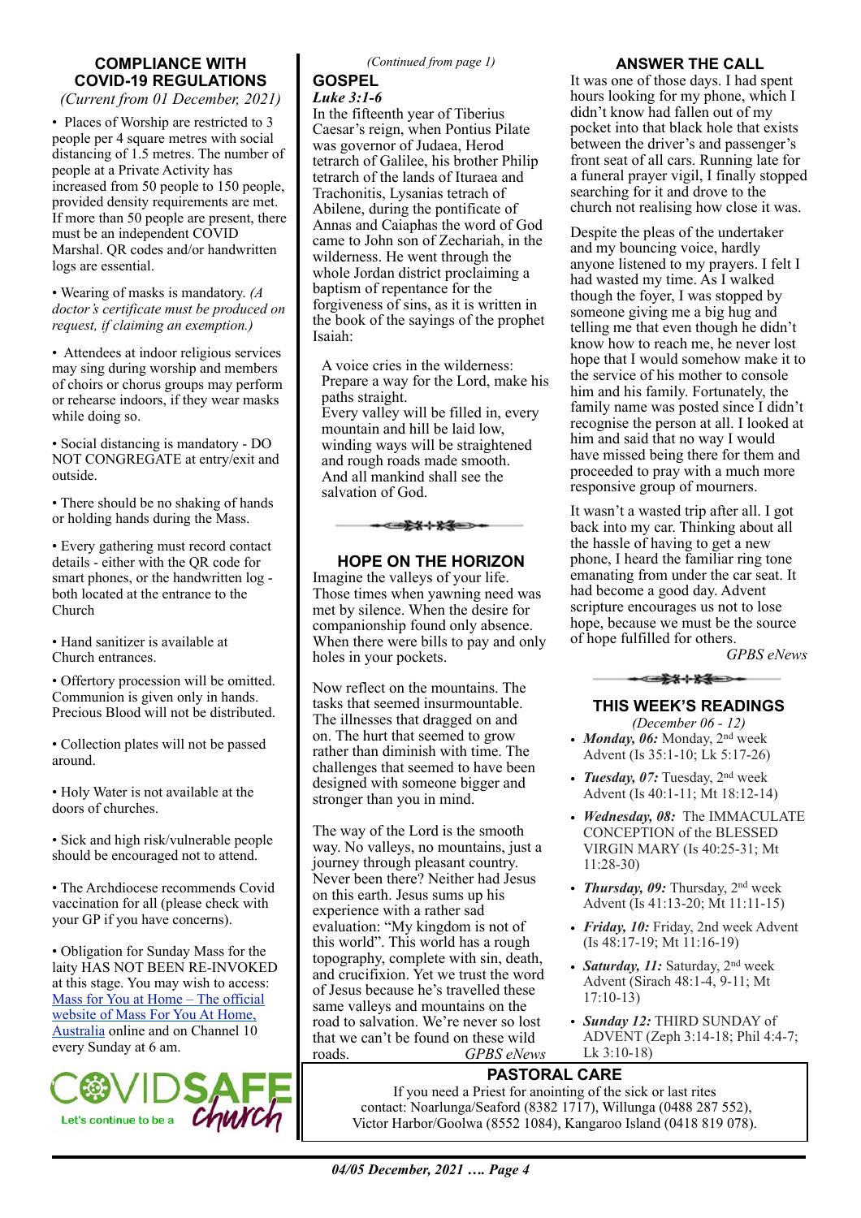## COMPLIANCE WITH COVID-19 REGULATIONS

*(Current from 01 December, 2021)*

- Places of Worship are restricted to 3 people per 4 square metres with social distancing of 1.5 metres. The number of people at a Private Activity has increased from 50 people to 150 people, provided density requirements are met. If more than 50 people are present, there must be an independent COVID Marshal. QR codes and/or handwritten logs are essential.

- Wearing of masks is mandatory. *(A doctor's certificate must be produced on request, if claiming an exemption.)*

- Attendees at indoor religious services may sing during worship and members of choirs or chorus groups may perform or rehearse indoors, if they wear masks while doing so.

- Social distancing is mandatory - DO NOT CONGREGATE at entry/exit and outside.

- There should be no shaking of hands or holding hands during the Mass.

- Every gathering must record contact details - either with the QR code for smart phones, or the handwritten log - both located at the entrance to the Church

- Hand sanitizer is available at Church entrances.

- Offertory procession will be omitted. Communion is given only in hands. Precious Blood will not be distributed.

- Collection plates will not be passed around.

- Holy Water is not available at the doors of churches.

- Sick and high risk/vulnerable people should be encouraged not to attend.

- The Archdiocese recommends Covid vaccination for all (please check with your GP if you have concerns).

- Obligation for Sunday Mass for the laity HAS NOT BEEN RE-INVOKED at this stage. You may wish to access: Mass for You at Home – The official website of Mass For You At Home, Australia online and on Channel 10 every Sunday at 6 am.

COVIDSAFE church
Let's continue to be a

*(Continued from page 1)*

## GOSPEL

***Luke 3:1-6***

In the fifteenth year of Tiberius Caesar's reign, when Pontius Pilate was governor of Judaea, Herod tetrarch of Galilee, his brother Philip tetrarch of the lands of Ituraea and Trachonitis, Lysanias tetrach of Abilene, during the pontificate of Annas and Caiaphas the word of God came to John son of Zechariah, in the wilderness. He went through the whole Jordan district proclaiming a baptism of repentance for the forgiveness of sins, as it is written in the book of the sayings of the prophet Isaiah:

A voice cries in the wilderness:
Prepare a way for the Lord, make his paths straight.
Every valley will be filled in, every mountain and hill be laid low, winding ways will be straightened and rough roads made smooth.
And all mankind shall see the salvation of God.

## HOPE ON THE HORIZON

Imagine the valleys of your life. Those times when yawning need was met by silence. When the desire for companionship found only absence. When there were bills to pay and only holes in your pockets.

Now reflect on the mountains. The tasks that seemed insurmountable. The illnesses that dragged on and on. The hurt that seemed to grow rather than diminish with time. The challenges that seemed to have been designed with someone bigger and stronger than you in mind.

The way of the Lord is the smooth way. No valleys, no mountains, just a journey through pleasant country. Never been there? Neither had Jesus on this earth. Jesus sums up his experience with a rather sad evaluation: "My kingdom is not of this world". This world has a rough topography, complete with sin, death, and crucifixion. Yet we trust the word of Jesus because he's travelled these same valleys and mountains on the road to salvation. We're never so lost that we can't be found on these wild roads.

*GPBS eNews*

## ANSWER THE CALL

It was one of those days. I had spent hours looking for my phone, which I didn't know had fallen out of my pocket into that black hole that exists between the driver's and passenger's front seat of all cars. Running late for a funeral prayer vigil, I finally stopped searching for it and drove to the church not realising how close it was.

Despite the pleas of the undertaker and my bouncing voice, hardly anyone listened to my prayers. I felt I had wasted my time. As I walked though the foyer, I was stopped by someone giving me a big hug and telling me that even though he didn't know how to reach me, he never lost hope that I would somehow make it to the service of his mother to console him and his family. Fortunately, the family name was posted since I didn't recognise the person at all. I looked at him and said that no way I would have missed being there for them and proceeded to pray with a much more responsive group of mourners.

It wasn't a wasted trip after all. I got back into my car. Thinking about all the hassle of having to get a new phone, I heard the familiar ring tone emanating from under the car seat. It had become a good day. Advent scripture encourages us not to lose hope, because we must be the source of hope fulfilled for others.

*GPBS eNews*

## THIS WEEK'S READINGS

*(December 06 - 12)*

- ***Monday, 06:*** Monday, 2nd week Advent (Is 35:1-10; Lk 5:17-26)
- ***Tuesday, 07:*** Tuesday, 2nd week Advent (Is 40:1-11; Mt 18:12-14)
- ***Wednesday, 08:*** The IMMACULATE CONCEPTION of the BLESSED VIRGIN MARY (Is 40:25-31; Mt 11:28-30)
- ***Thursday, 09:*** Thursday, 2nd week Advent (Is 41:13-20; Mt 11:11-15)
- ***Friday, 10:*** Friday, 2nd week Advent (Is 48:17-19; Mt 11:16-19)
- ***Saturday, 11:*** Saturday, 2nd week Advent (Sirach 48:1-4, 9-11; Mt 17:10-13)
- ***Sunday 12:*** THIRD SUNDAY of ADVENT (Zeph 3:14-18; Phil 4:4-7; Lk 3:10-18)

## PASTORAL CARE

If you need a Priest for anointing of the sick or last rites contact: Noarlunga/Seaford (8382 1717), Willunga (0488 287 552), Victor Harbor/Goolwa (8552 1084), Kangaroo Island (0418 819 078).